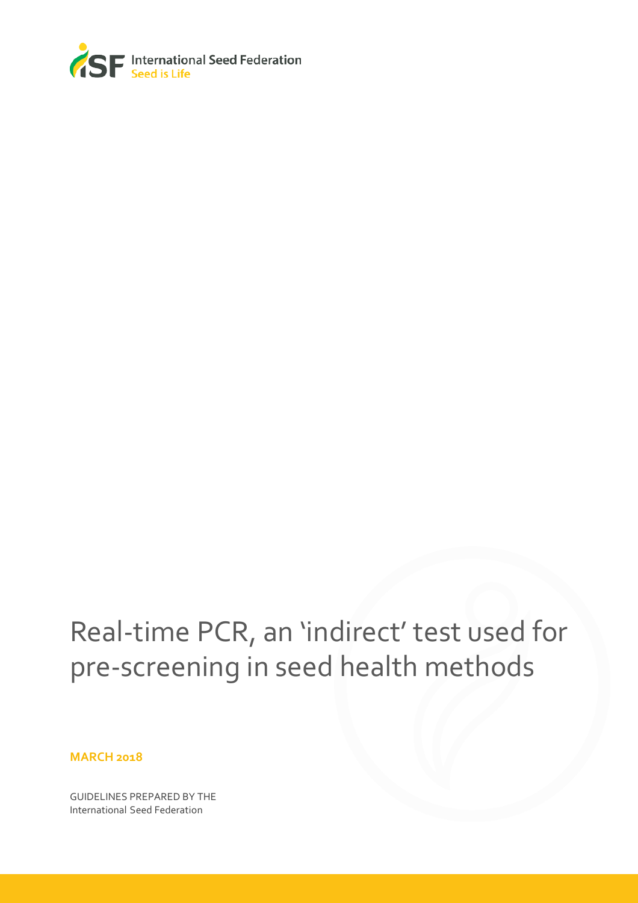International Seed Federation
Seed is Life

# Real-time PCR, an 'indirect' test used for pre-screening in seed health methods

**MARCH 2018**

GUIDELINES PREPARED BY THE
International Seed Federation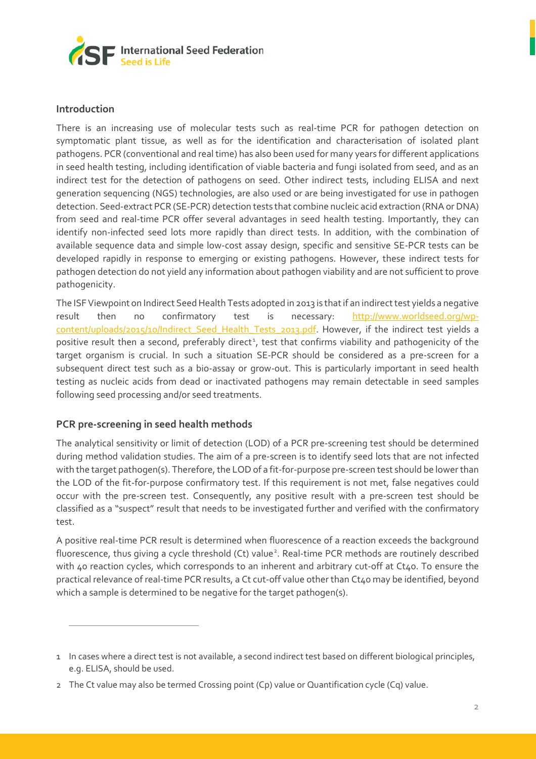## Introduction

There is an increasing use of molecular tests such as real-time PCR for pathogen detection on symptomatic plant tissue, as well as for the identification and characterisation of isolated plant pathogens. PCR (conventional and real time) has also been used for many years for different applications in seed health testing, including identification of viable bacteria and fungi isolated from seed, and as an indirect test for the detection of pathogens on seed. Other indirect tests, including ELISA and next generation sequencing (NGS) technologies, are also used or are being investigated for use in pathogen detection. Seed-extract PCR (SE-PCR) detection tests that combine nucleic acid extraction (RNA or DNA) from seed and real-time PCR offer several advantages in seed health testing. Importantly, they can identify non-infected seed lots more rapidly than direct tests. In addition, with the combination of available sequence data and simple low-cost assay design, specific and sensitive SE-PCR tests can be developed rapidly in response to emerging or existing pathogens. However, these indirect tests for pathogen detection do not yield any information about pathogen viability and are not sufficient to prove pathogenicity.

The ISF Viewpoint on Indirect Seed Health Tests adopted in 2013 is that if an indirect test yields a negative result then no confirmatory test is necessary: [http://www.worldseed.org/wp-content/uploads/2015/10/Indirect_Seed_Health_Tests_2013.pdf](http://www.worldseed.org/wp-content/uploads/2015/10/Indirect_Seed_Health_Tests_2013.pdf). However, if the indirect test yields a positive result then a second, preferably direct[1], test that confirms viability and pathogenicity of the target organism is crucial. In such a situation SE-PCR should be considered as a pre-screen for a subsequent direct test such as a bio-assay or grow-out. This is particularly important in seed health testing as nucleic acids from dead or inactivated pathogens may remain detectable in seed samples following seed processing and/or seed treatments.

## PCR pre-screening in seed health methods

The analytical sensitivity or limit of detection (LOD) of a PCR pre-screening test should be determined during method validation studies. The aim of a pre-screen is to identify seed lots that are not infected with the target pathogen(s). Therefore, the LOD of a fit-for-purpose pre-screen test should be lower than the LOD of the fit-for-purpose confirmatory test. If this requirement is not met, false negatives could occur with the pre-screen test. Consequently, any positive result with a pre-screen test should be classified as a "suspect" result that needs to be investigated further and verified with the confirmatory test.

A positive real-time PCR result is determined when fluorescence of a reaction exceeds the background fluorescence, thus giving a cycle threshold (Ct) value[2]. Real-time PCR methods are routinely described with 40 reaction cycles, which corresponds to an inherent and arbitrary cut-off at Ct40. To ensure the practical relevance of real-time PCR results, a Ct cut-off value other than Ct40 may be identified, beyond which a sample is determined to be negative for the target pathogen(s).

---

1 In cases where a direct test is not available, a second indirect test based on different biological principles, e.g. ELISA, should be used.

2 The Ct value may also be termed Crossing point (Cp) value or Quantification cycle (Cq) value.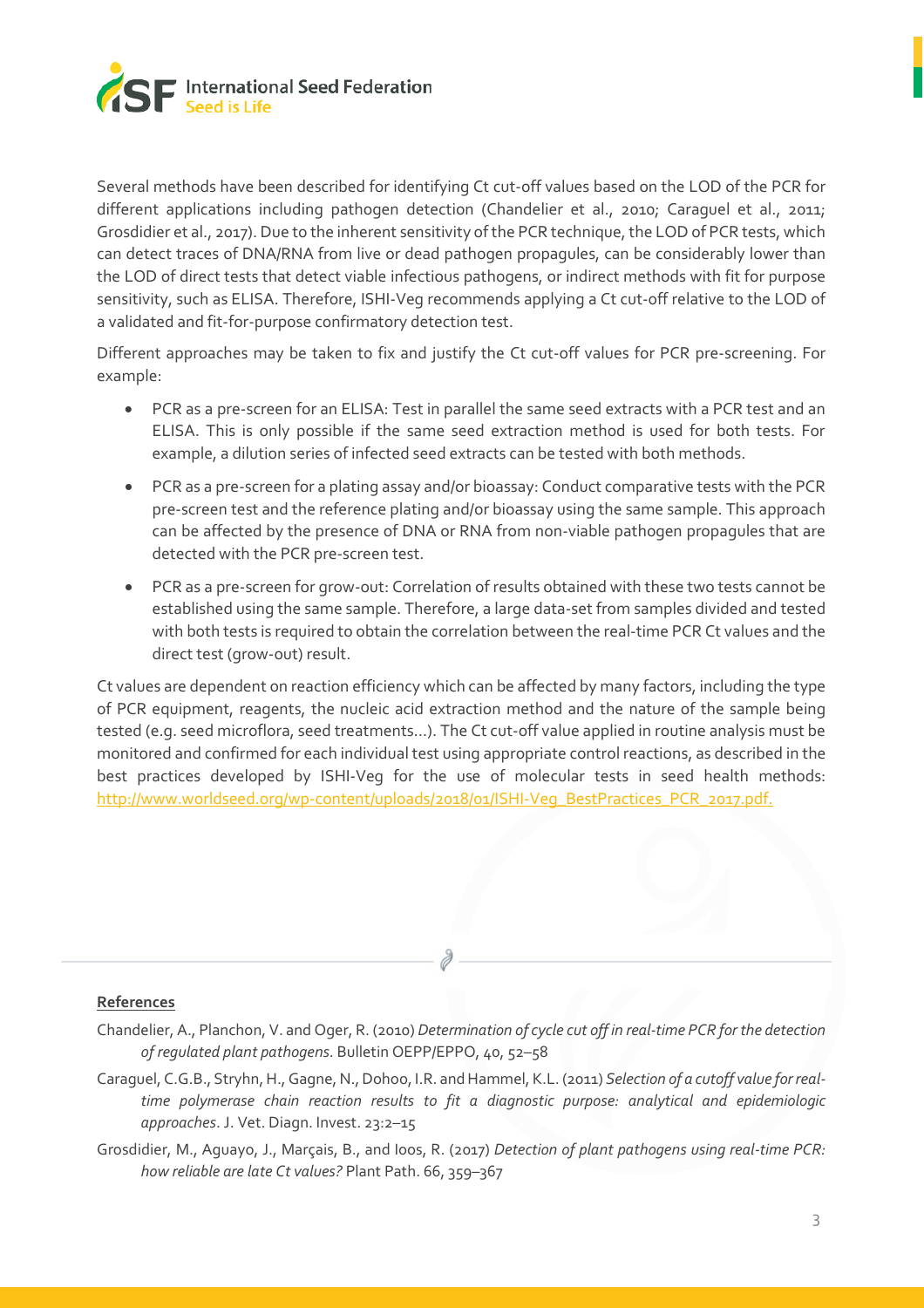Several methods have been described for identifying Ct cut-off values based on the LOD of the PCR for different applications including pathogen detection (Chandelier et al., 2010; Caraguel et al., 2011; Grosdidier et al., 2017). Due to the inherent sensitivity of the PCR technique, the LOD of PCR tests, which can detect traces of DNA/RNA from live or dead pathogen propagules, can be considerably lower than the LOD of direct tests that detect viable infectious pathogens, or indirect methods with fit for purpose sensitivity, such as ELISA. Therefore, ISHI-Veg recommends applying a Ct cut-off relative to the LOD of a validated and fit-for-purpose confirmatory detection test.

Different approaches may be taken to fix and justify the Ct cut-off values for PCR pre-screening. For example:

- PCR as a pre-screen for an ELISA: Test in parallel the same seed extracts with a PCR test and an ELISA. This is only possible if the same seed extraction method is used for both tests. For example, a dilution series of infected seed extracts can be tested with both methods.
- PCR as a pre-screen for a plating assay and/or bioassay: Conduct comparative tests with the PCR pre-screen test and the reference plating and/or bioassay using the same sample. This approach can be affected by the presence of DNA or RNA from non-viable pathogen propagules that are detected with the PCR pre-screen test.
- PCR as a pre-screen for grow-out: Correlation of results obtained with these two tests cannot be established using the same sample. Therefore, a large data-set from samples divided and tested with both tests is required to obtain the correlation between the real-time PCR Ct values and the direct test (grow-out) result.

Ct values are dependent on reaction efficiency which can be affected by many factors, including the type of PCR equipment, reagents, the nucleic acid extraction method and the nature of the sample being tested (e.g. seed microflora, seed treatments...). The Ct cut-off value applied in routine analysis must be monitored and confirmed for each individual test using appropriate control reactions, as described in the best practices developed by ISHI-Veg for the use of molecular tests in seed health methods: http://www.worldseed.org/wp-content/uploads/2018/01/ISHI-Veg_BestPractices_PCR_2017.pdf.

---

**References**

Chandelier, A., Planchon, V. and Oger, R. (2010) *Determination of cycle cut off in real-time PCR for the detection of regulated plant pathogens*. Bulletin OEPP/EPPO, 40, 52–58

Caraguel, C.G.B., Stryhn, H., Gagne, N., Dohoo, I.R. and Hammel, K.L. (2011) *Selection of a cutoff value for real-time polymerase chain reaction results to fit a diagnostic purpose: analytical and epidemiologic approaches*. J. Vet. Diagn. Invest. 23:2–15

Grosdidier, M., Aguayo, J., Marçais, B., and Ioos, R. (2017) *Detection of plant pathogens using real-time PCR: how reliable are late Ct values?* Plant Path. 66, 359–367